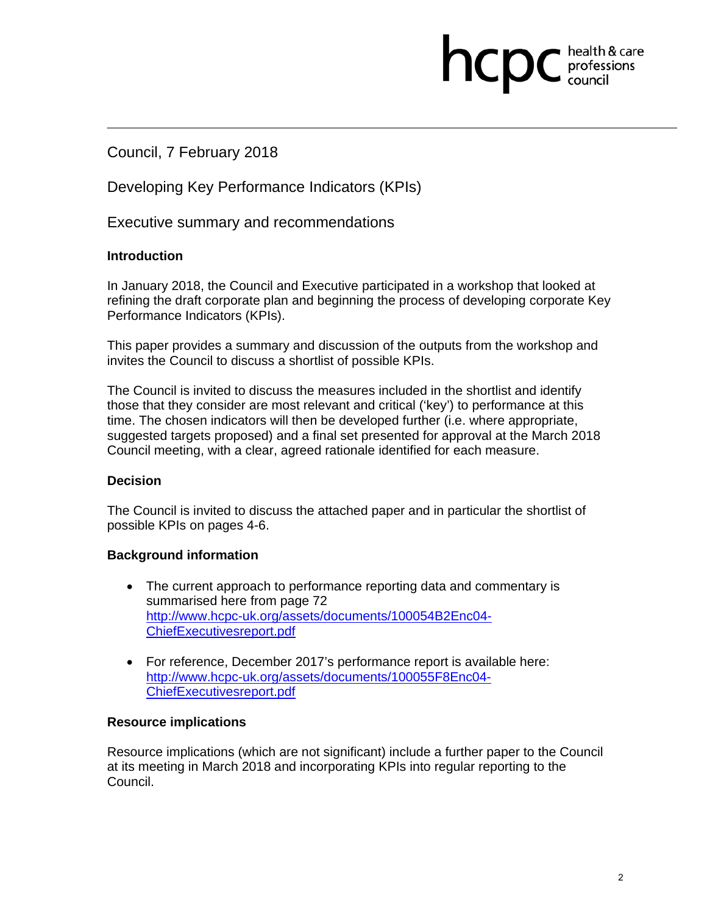Council, 7 February 2018

Developing Key Performance Indicators (KPIs)

Executive summary and recommendations

### Introduction

In January 2018, the Council and Executive participated in a workshop that looked at refining the draft corporate plan and beginning the process of developing corporate Key Performance Indicators (KPIs).

This paper provides a summary and discussion of the outputs from the workshop and invites the Council to discuss a shortlist of possible KPIs.

The Council is invited to discuss the measures included in the shortlist and identify those that they consider are most relevant and critical ('key') to performance at this time. The chosen indicators will then be developed further (i.e. where appropriate, suggested targets proposed) and a final set presented for approval at the March 2018 Council meeting, with a clear, agreed rationale identified for each measure.

### Decision

The Council is invited to discuss the attached paper and in particular the shortlist of possible KPIs on pages 4-6.

### Background information

- The current approach to performance reporting data and commentary is summarised here from page 72 http://www.hcpc-uk.org/assets/documents/100054B2Enc04-ChiefExecutivesreport.pdf
- For reference, December 2017's performance report is available here: http://www.hcpc-uk.org/assets/documents/100055F8Enc04-ChiefExecutivesreport.pdf

### Resource implications

Resource implications (which are not significant) include a further paper to the Council at its meeting in March 2018 and incorporating KPIs into regular reporting to the Council.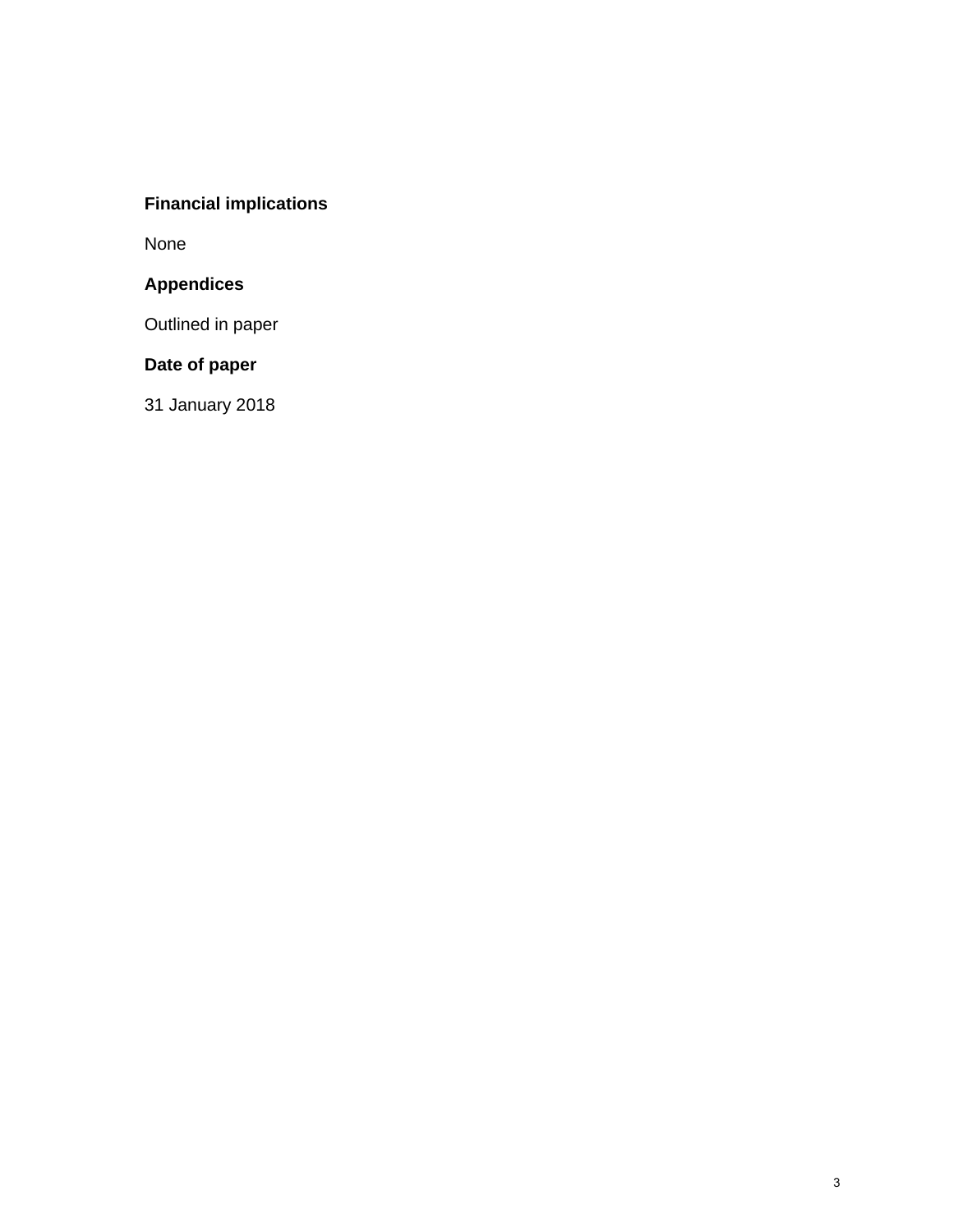**Financial implications**

None

**Appendices**

Outlined in paper

**Date of paper**

31 January 2018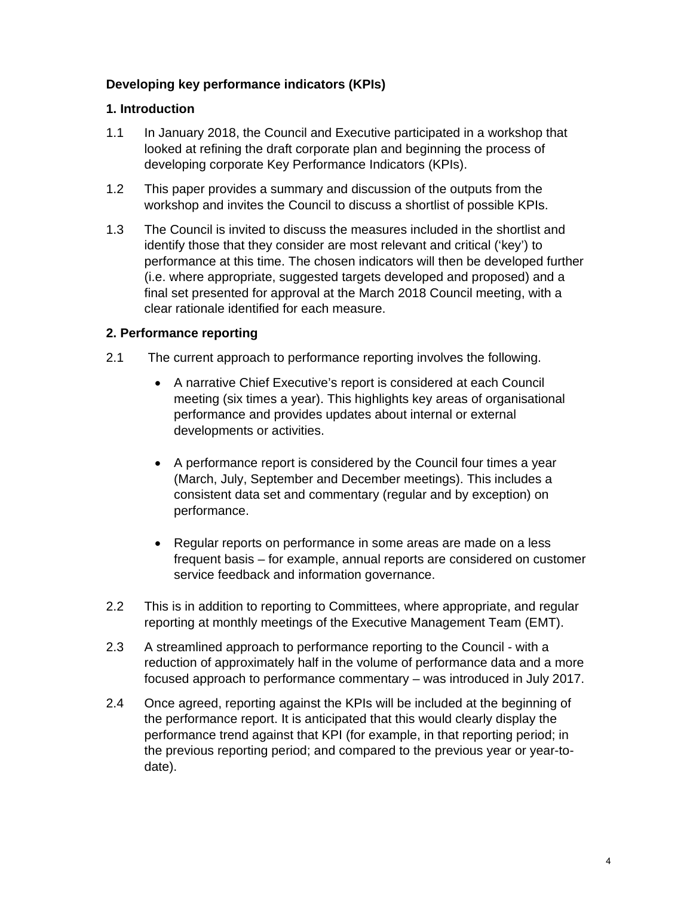**Developing key performance indicators (KPIs)**

**1. Introduction**

1.1 In January 2018, the Council and Executive participated in a workshop that looked at refining the draft corporate plan and beginning the process of developing corporate Key Performance Indicators (KPIs).

1.2 This paper provides a summary and discussion of the outputs from the workshop and invites the Council to discuss a shortlist of possible KPIs.

1.3 The Council is invited to discuss the measures included in the shortlist and identify those that they consider are most relevant and critical ('key') to performance at this time. The chosen indicators will then be developed further (i.e. where appropriate, suggested targets developed and proposed) and a final set presented for approval at the March 2018 Council meeting, with a clear rationale identified for each measure.

**2. Performance reporting**

2.1 The current approach to performance reporting involves the following.

- A narrative Chief Executive's report is considered at each Council meeting (six times a year). This highlights key areas of organisational performance and provides updates about internal or external developments or activities.

- A performance report is considered by the Council four times a year (March, July, September and December meetings). This includes a consistent data set and commentary (regular and by exception) on performance.

- Regular reports on performance in some areas are made on a less frequent basis – for example, annual reports are considered on customer service feedback and information governance.

2.2 This is in addition to reporting to Committees, where appropriate, and regular reporting at monthly meetings of the Executive Management Team (EMT).

2.3 A streamlined approach to performance reporting to the Council - with a reduction of approximately half in the volume of performance data and a more focused approach to performance commentary – was introduced in July 2017.

2.4 Once agreed, reporting against the KPIs will be included at the beginning of the performance report. It is anticipated that this would clearly display the performance trend against that KPI (for example, in that reporting period; in the previous reporting period; and compared to the previous year or year-to-date).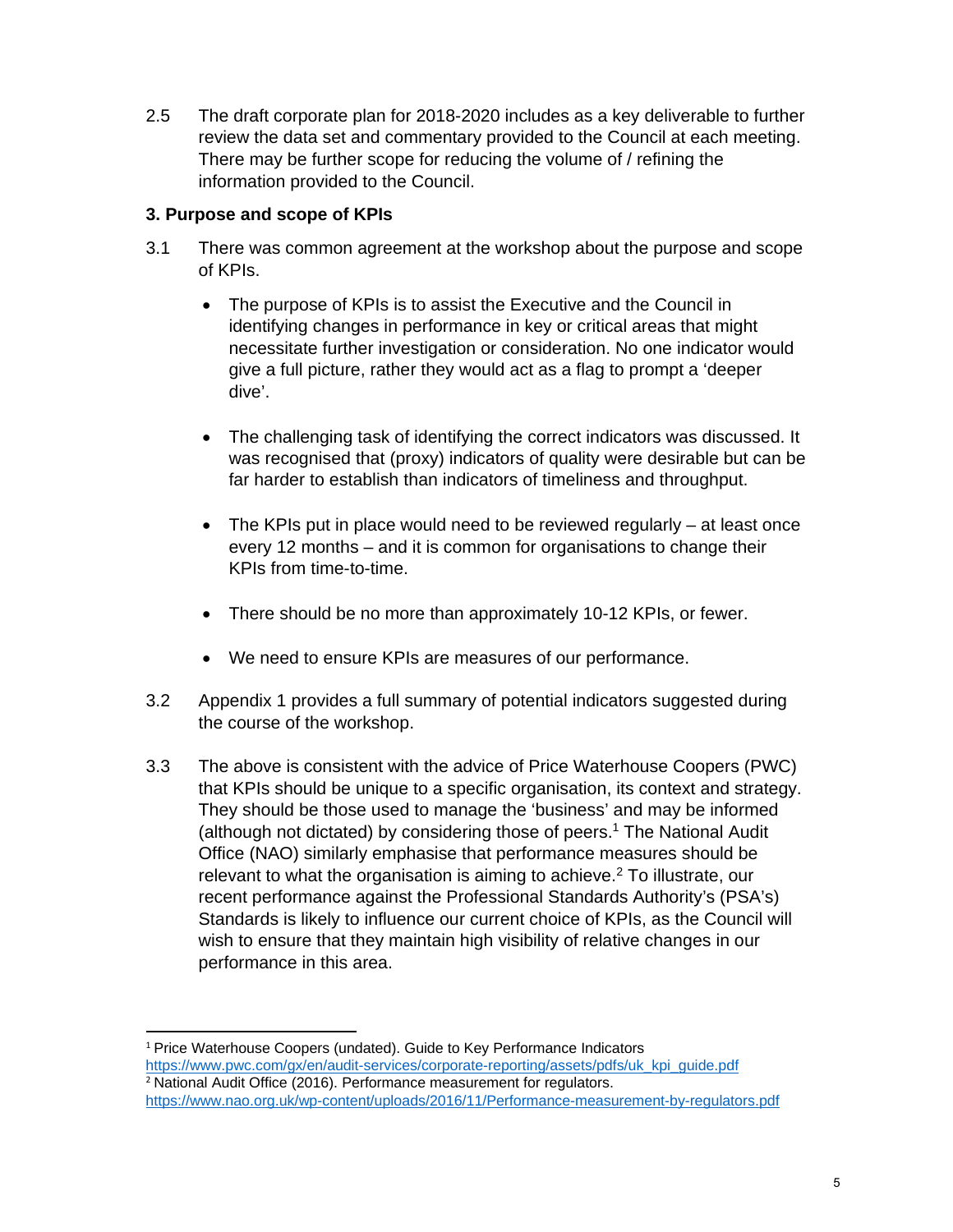2.5 The draft corporate plan for 2018-2020 includes as a key deliverable to further review the data set and commentary provided to the Council at each meeting. There may be further scope for reducing the volume of / refining the information provided to the Council.

## 3. Purpose and scope of KPIs

3.1 There was common agreement at the workshop about the purpose and scope of KPIs.

- The purpose of KPIs is to assist the Executive and the Council in identifying changes in performance in key or critical areas that might necessitate further investigation or consideration. No one indicator would give a full picture, rather they would act as a flag to prompt a 'deeper dive'.

- The challenging task of identifying the correct indicators was discussed. It was recognised that (proxy) indicators of quality were desirable but can be far harder to establish than indicators of timeliness and throughput.

- The KPIs put in place would need to be reviewed regularly – at least once every 12 months – and it is common for organisations to change their KPIs from time-to-time.

- There should be no more than approximately 10-12 KPIs, or fewer.

- We need to ensure KPIs are measures of our performance.

3.2 Appendix 1 provides a full summary of potential indicators suggested during the course of the workshop.

3.3 The above is consistent with the advice of Price Waterhouse Coopers (PWC) that KPIs should be unique to a specific organisation, its context and strategy. They should be those used to manage the 'business' and may be informed (although not dictated) by considering those of peers.[1] The National Audit Office (NAO) similarly emphasise that performance measures should be relevant to what the organisation is aiming to achieve.[2] To illustrate, our recent performance against the Professional Standards Authority's (PSA's) Standards is likely to influence our current choice of KPIs, as the Council will wish to ensure that they maintain high visibility of relative changes in our performance in this area.

---

[1] Price Waterhouse Coopers (undated). Guide to Key Performance Indicators https://www.pwc.com/gx/en/audit-services/corporate-reporting/assets/pdfs/uk_kpi_guide.pdf

[2] National Audit Office (2016). Performance measurement for regulators. https://www.nao.org.uk/wp-content/uploads/2016/11/Performance-measurement-by-regulators.pdf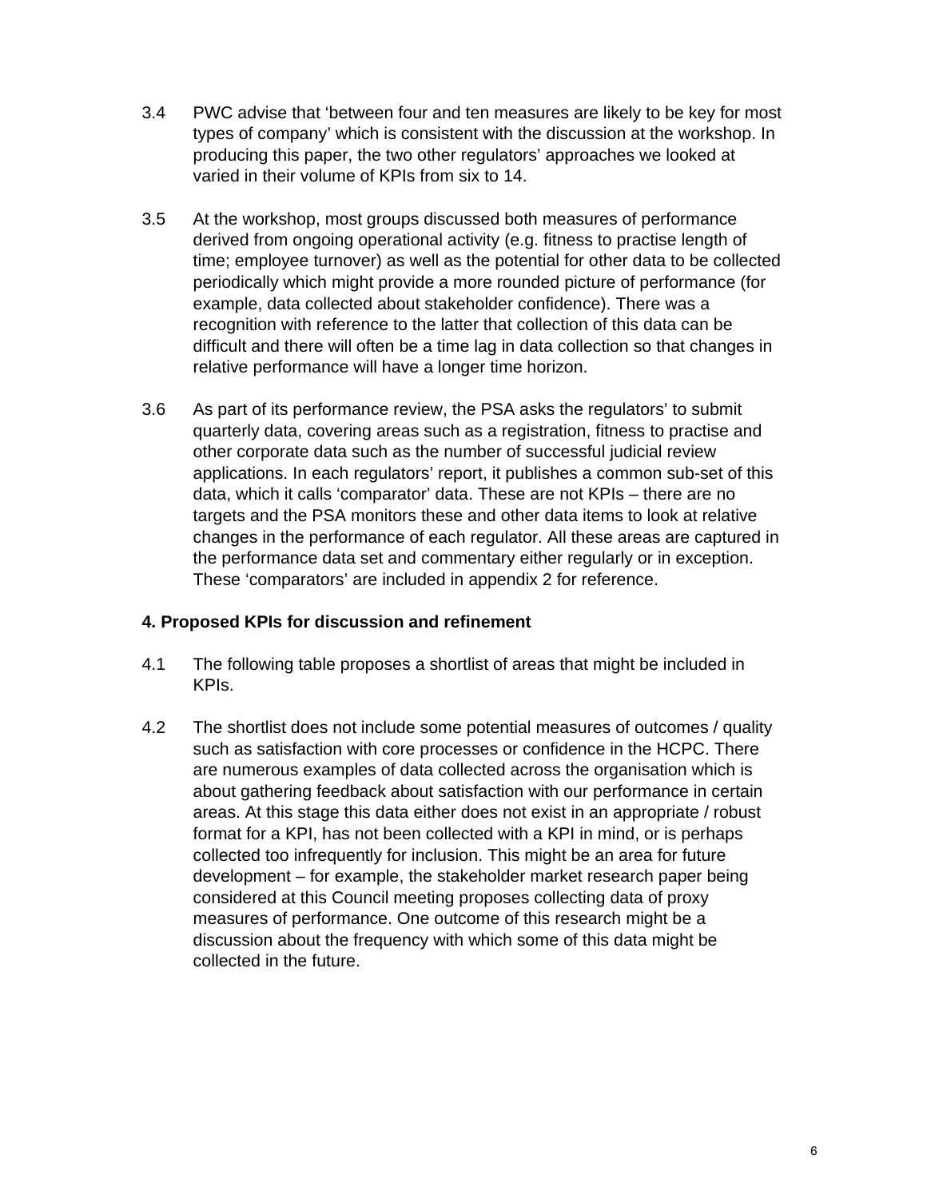3.4 PWC advise that 'between four and ten measures are likely to be key for most types of company' which is consistent with the discussion at the workshop. In producing this paper, the two other regulators' approaches we looked at varied in their volume of KPIs from six to 14.

3.5 At the workshop, most groups discussed both measures of performance derived from ongoing operational activity (e.g. fitness to practise length of time; employee turnover) as well as the potential for other data to be collected periodically which might provide a more rounded picture of performance (for example, data collected about stakeholder confidence). There was a recognition with reference to the latter that collection of this data can be difficult and there will often be a time lag in data collection so that changes in relative performance will have a longer time horizon.

3.6 As part of its performance review, the PSA asks the regulators' to submit quarterly data, covering areas such as a registration, fitness to practise and other corporate data such as the number of successful judicial review applications. In each regulators' report, it publishes a common sub-set of this data, which it calls 'comparator' data. These are not KPIs – there are no targets and the PSA monitors these and other data items to look at relative changes in the performance of each regulator. All these areas are captured in the performance data set and commentary either regularly or in exception. These 'comparators' are included in appendix 2 for reference.

**4. Proposed KPIs for discussion and refinement**

4.1 The following table proposes a shortlist of areas that might be included in KPIs.

4.2 The shortlist does not include some potential measures of outcomes / quality such as satisfaction with core processes or confidence in the HCPC. There are numerous examples of data collected across the organisation which is about gathering feedback about satisfaction with our performance in certain areas. At this stage this data either does not exist in an appropriate / robust format for a KPI, has not been collected with a KPI in mind, or is perhaps collected too infrequently for inclusion. This might be an area for future development – for example, the stakeholder market research paper being considered at this Council meeting proposes collecting data of proxy measures of performance. One outcome of this research might be a discussion about the frequency with which some of this data might be collected in the future.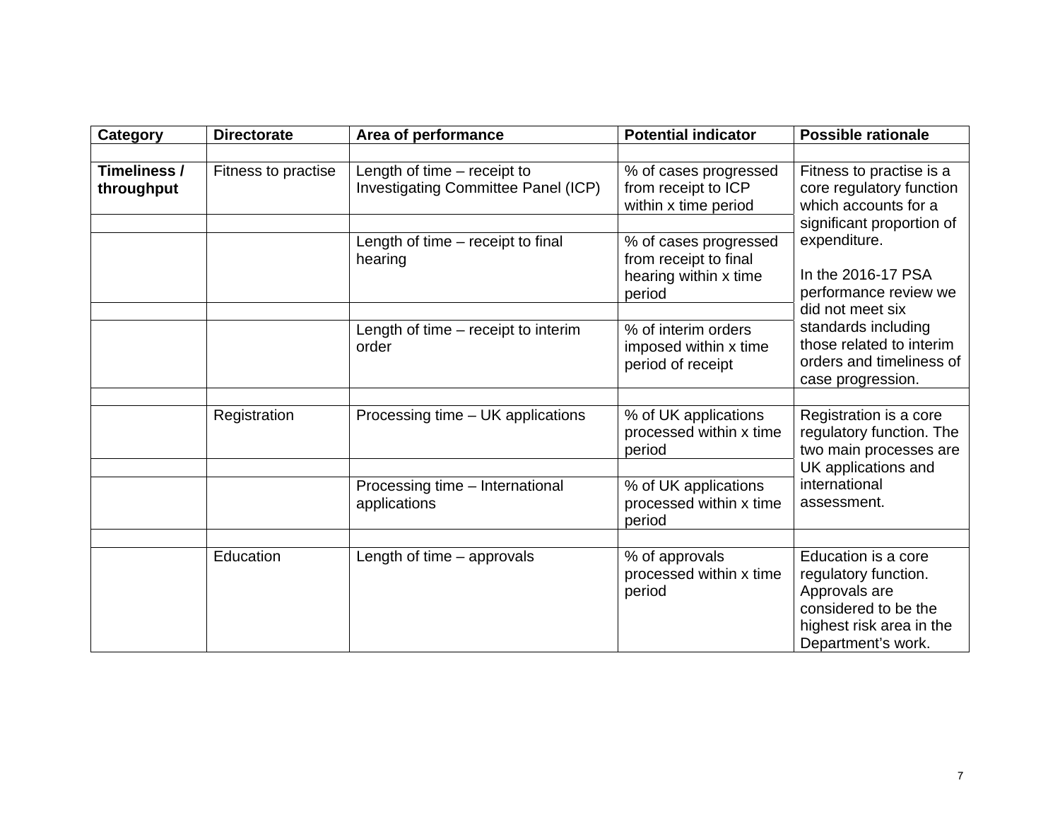| Category | Directorate | Area of performance | Potential indicator | Possible rationale |
|---|---|---|---|---|
| | | | | |
| **Timeliness / throughput** | Fitness to practise | Length of time – receipt to Investigating Committee Panel (ICP) | % of cases progressed from receipt to ICP within x time period | Fitness to practise is a core regulatory function which accounts for a significant proportion of expenditure.<br><br>In the 2016-17 PSA performance review we did not meet six standards including those related to interim orders and timeliness of case progression. |
| | | | | |
| | | Length of time – receipt to final hearing | % of cases progressed from receipt to final hearing within x time period | |
| | | | | |
| | | Length of time – receipt to interim order | % of interim orders imposed within x time period of receipt | |
| | | | | |
| | Registration | Processing time – UK applications | % of UK applications processed within x time period | Registration is a core regulatory function. The two main processes are UK applications and international assessment. |
| | | | | |
| | | Processing time – International applications | % of UK applications processed within x time period | |
| | | | | |
| | Education | Length of time – approvals | % of approvals processed within x time period | Education is a core regulatory function. Approvals are considered to be the highest risk area in the Department's work. |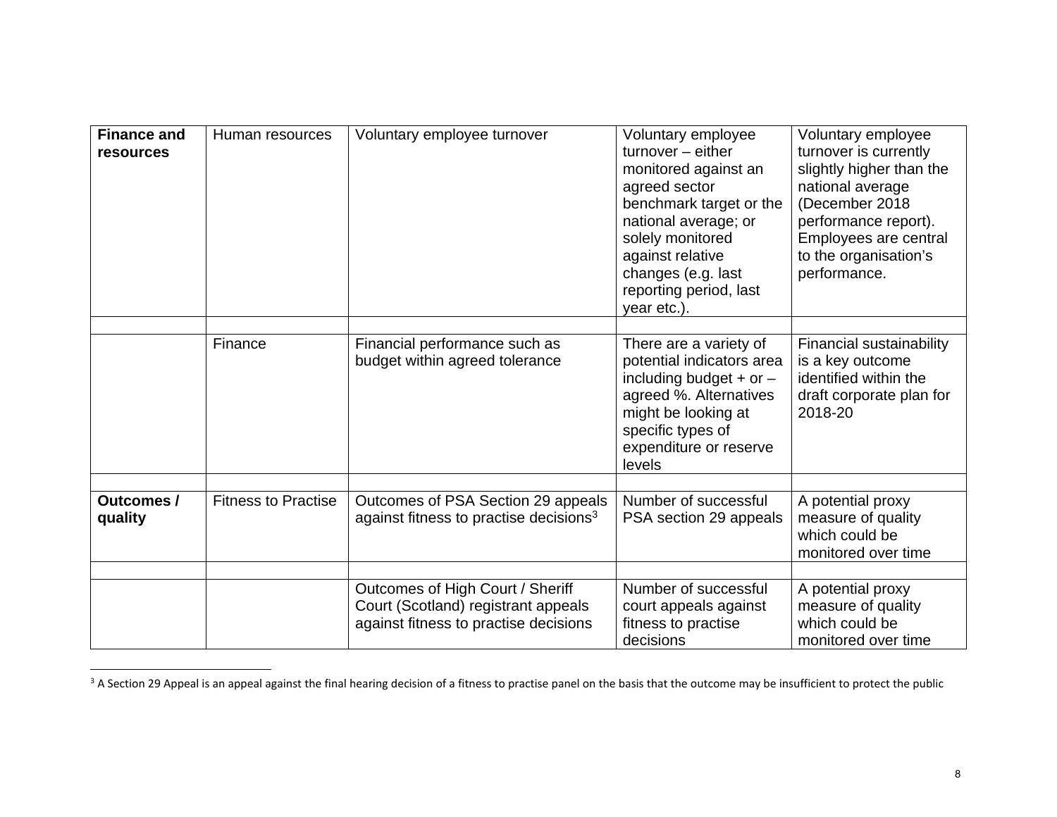| **Finance and resources** | Human resources | Voluntary employee turnover | Voluntary employee turnover – either monitored against an agreed sector benchmark target or the national average; or solely monitored against relative changes (e.g. last reporting period, last year etc.). | Voluntary employee turnover is currently slightly higher than the national average (December 2018 performance report). Employees are central to the organisation's performance. |
|---|---|---|---|---|
| | | | | |
| | Finance | Financial performance such as budget within agreed tolerance | There are a variety of potential indicators area including budget + or – agreed %. Alternatives might be looking at specific types of expenditure or reserve levels | Financial sustainability is a key outcome identified within the draft corporate plan for 2018-20 |
| | | | | |
| **Outcomes / quality** | Fitness to Practise | Outcomes of PSA Section 29 appeals against fitness to practise decisions[3] | Number of successful PSA section 29 appeals | A potential proxy measure of quality which could be monitored over time |
| | | | | |
| | | Outcomes of High Court / Sheriff Court (Scotland) registrant appeals against fitness to practise decisions | Number of successful court appeals against fitness to practise decisions | A potential proxy measure of quality which could be monitored over time |

[3] A Section 29 Appeal is an appeal against the final hearing decision of a fitness to practise panel on the basis that the outcome may be insufficient to protect the public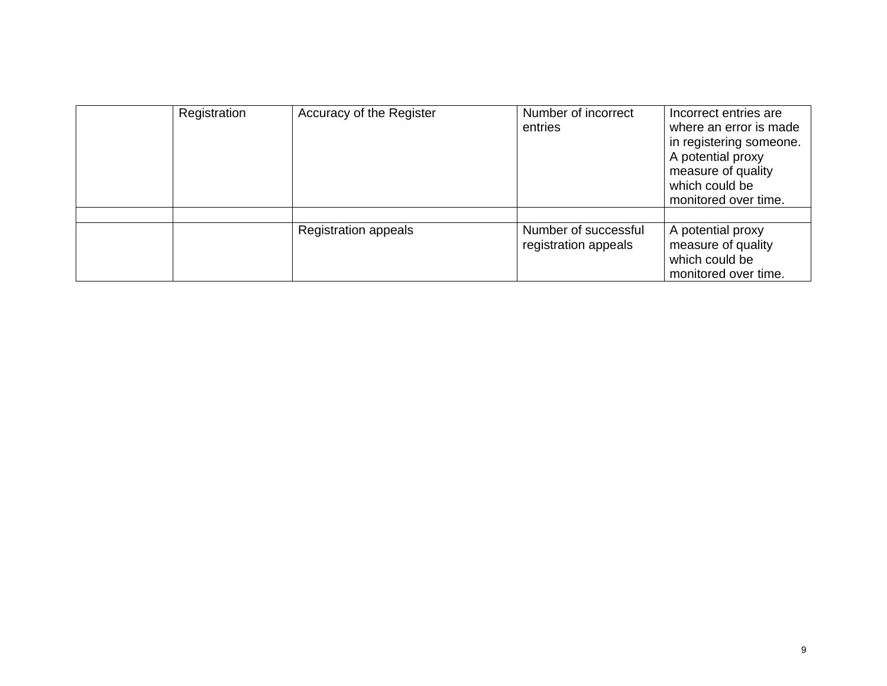| | | | | |
|---|---|---|---|---|
| | Registration | Accuracy of the Register | Number of incorrect entries | Incorrect entries are where an error is made in registering someone. A potential proxy measure of quality which could be monitored over time. |
| | | | | |
| | | Registration appeals | Number of successful registration appeals | A potential proxy measure of quality which could be monitored over time. |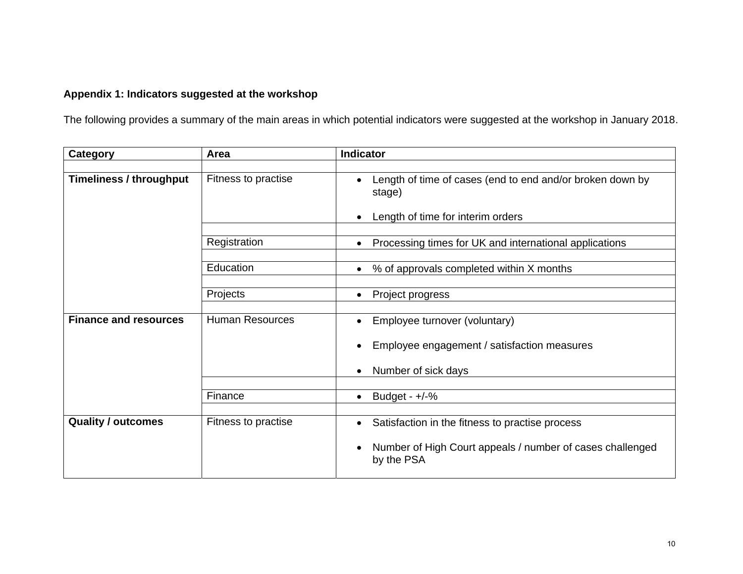**Appendix 1: Indicators suggested at the workshop**

The following provides a summary of the main areas in which potential indicators were suggested at the workshop in January 2018.

| Category | Area | Indicator |
|---|---|---|
| **Timeliness / throughput** | Fitness to practise | • Length of time of cases (end to end and/or broken down by stage)<br>• Length of time for interim orders |
| | Registration | • Processing times for UK and international applications |
| | Education | • % of approvals completed within X months |
| | Projects | • Project progress |
| **Finance and resources** | Human Resources | • Employee turnover (voluntary)<br>• Employee engagement / satisfaction measures<br>• Number of sick days |
| | Finance | • Budget - +/-% |
| **Quality / outcomes** | Fitness to practise | • Satisfaction in the fitness to practise process<br>• Number of High Court appeals / number of cases challenged by the PSA |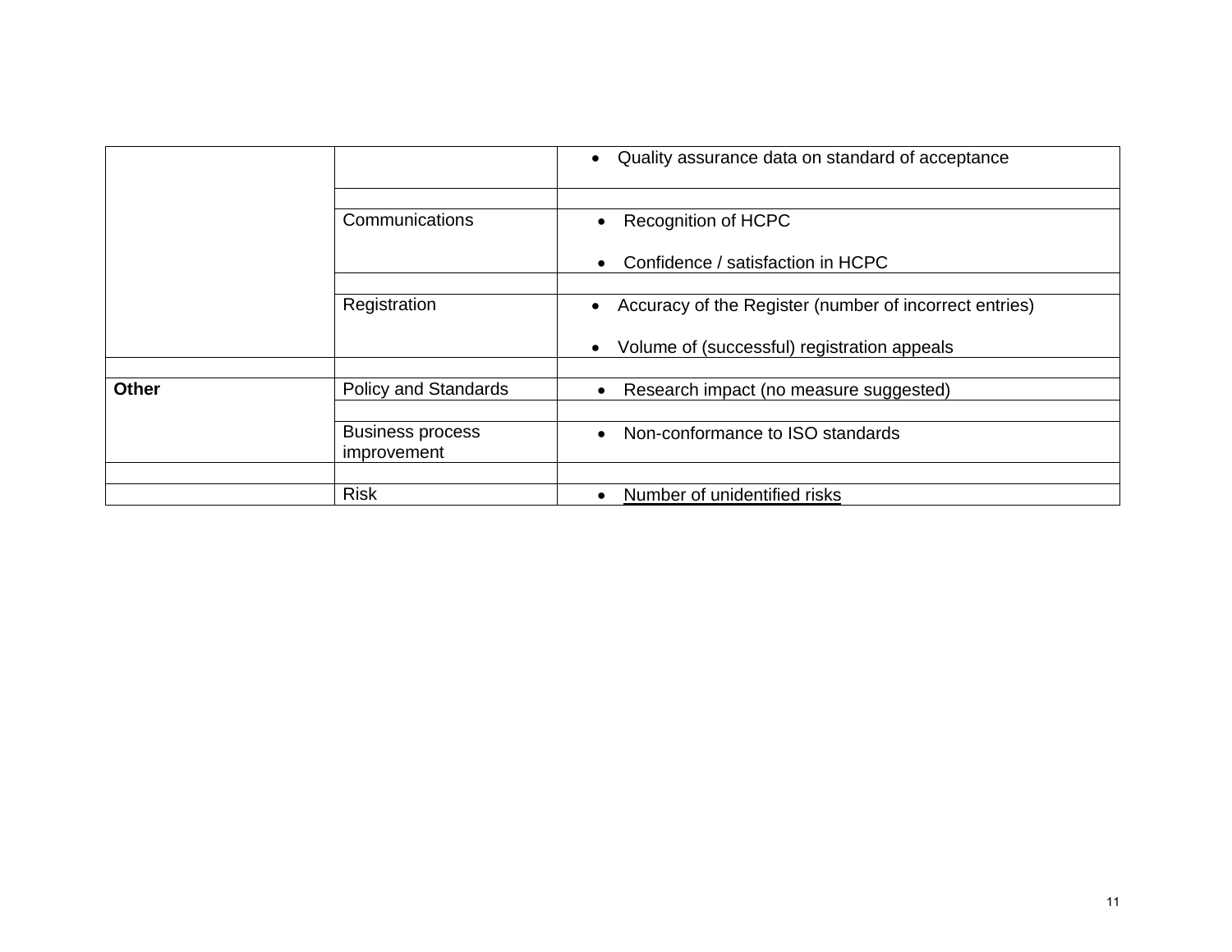| | | |
|---|---|---|
| | | • Quality assurance data on standard of acceptance |
| | | |
| | Communications | • Recognition of HCPC<br><br>• Confidence / satisfaction in HCPC |
| | | |
| | Registration | • Accuracy of the Register (number of incorrect entries)<br><br>• Volume of (successful) registration appeals |
| | | |
| **Other** | Policy and Standards | • Research impact (no measure suggested) |
| | | |
| | Business process improvement | • Non-conformance to ISO standards |
| | | |
| | Risk | • <u>Number of unidentified risks</u> |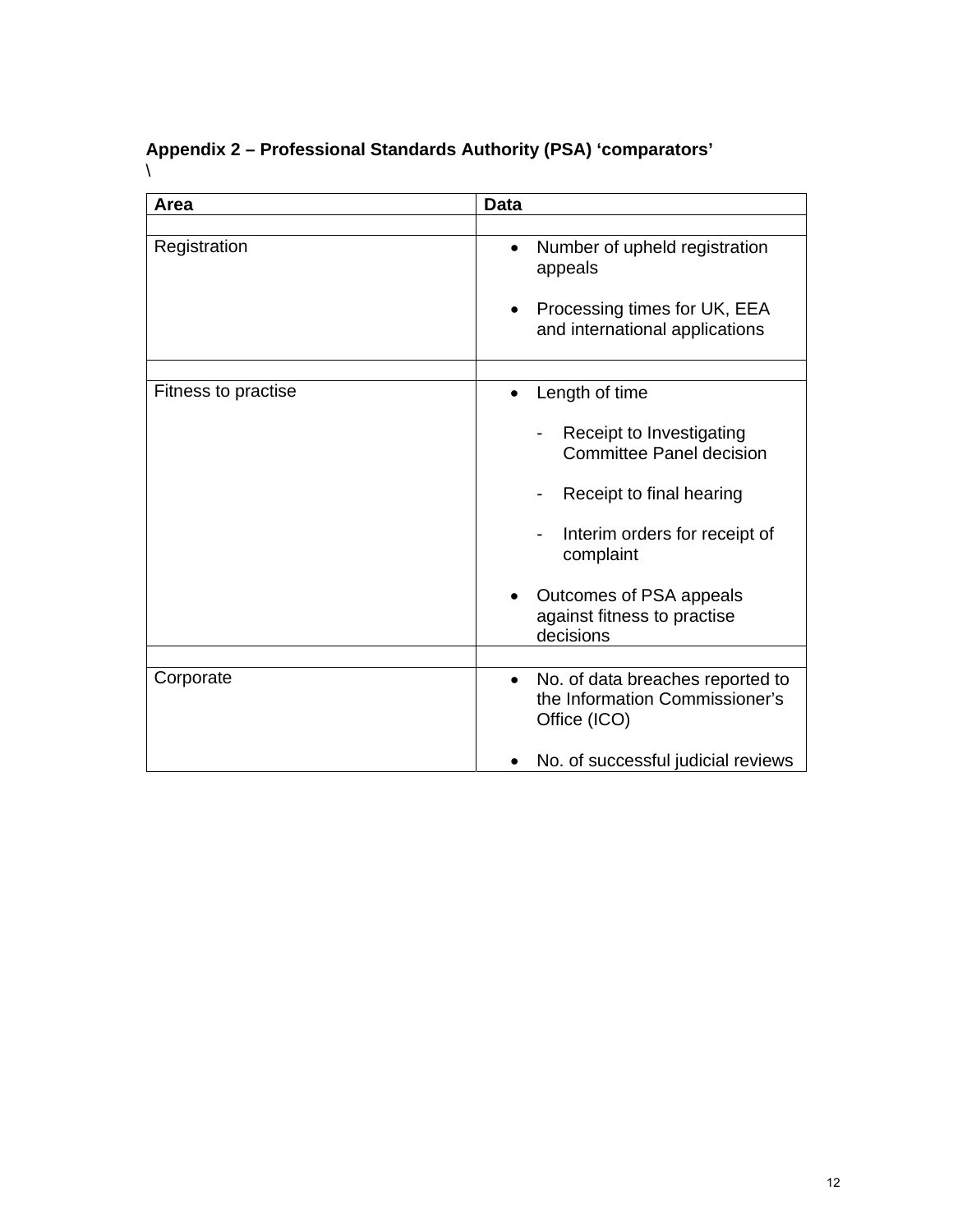**Appendix 2 – Professional Standards Authority (PSA) 'comparators'**
\

| Area | Data |
|---|---|
| | |
| Registration | • Number of upheld registration appeals<br><br>• Processing times for UK, EEA and international applications |
| | |
| Fitness to practise | • Length of time<br><br>- Receipt to Investigating Committee Panel decision<br><br>- Receipt to final hearing<br><br>- Interim orders for receipt of complaint<br><br>• Outcomes of PSA appeals against fitness to practise decisions |
| | |
| Corporate | • No. of data breaches reported to the Information Commissioner's Office (ICO)<br><br>• No. of successful judicial reviews |